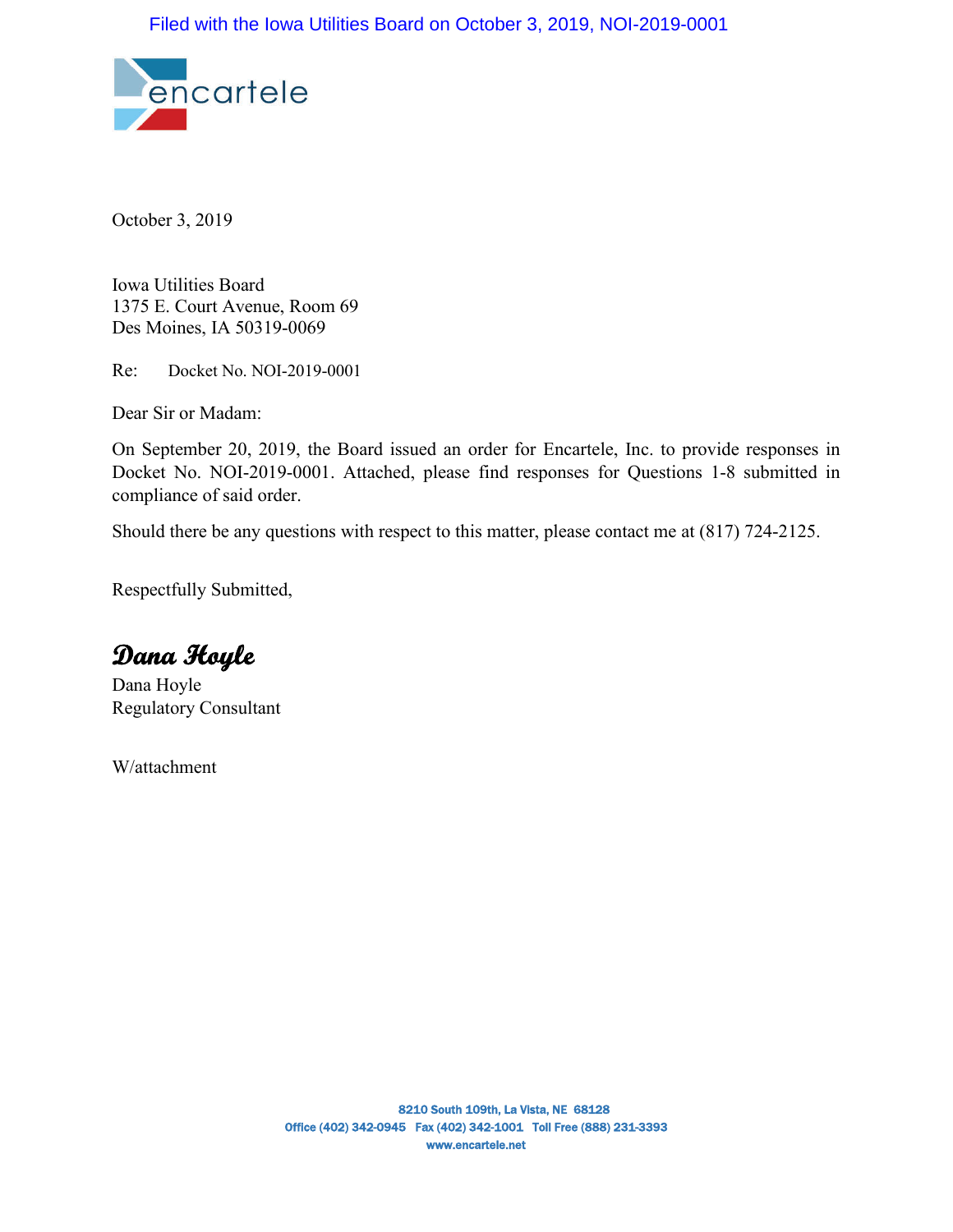Filed with the Iowa Utilities Board on October 3, 2019, NOI-2019-0001

encartele

October 3, 2019

Iowa Utilities Board
1375 E. Court Avenue, Room 69
Des Moines, IA 50319-0069

Re: Docket No. NOI-2019-0001

Dear Sir or Madam:

On September 20, 2019, the Board issued an order for Encartele, Inc. to provide responses in Docket No. NOI-2019-0001. Attached, please find responses for Questions 1-8 submitted in compliance of said order.

Should there be any questions with respect to this matter, please contact me at (817) 724-2125.

Respectfully Submitted,

*Dana Hoyle*

Dana Hoyle
Regulatory Consultant

W/attachment

8210 South 109th, La Vista, NE 68128
Office (402) 342-0945 Fax (402) 342-1001 Toll Free (888) 231-3393
www.encartele.net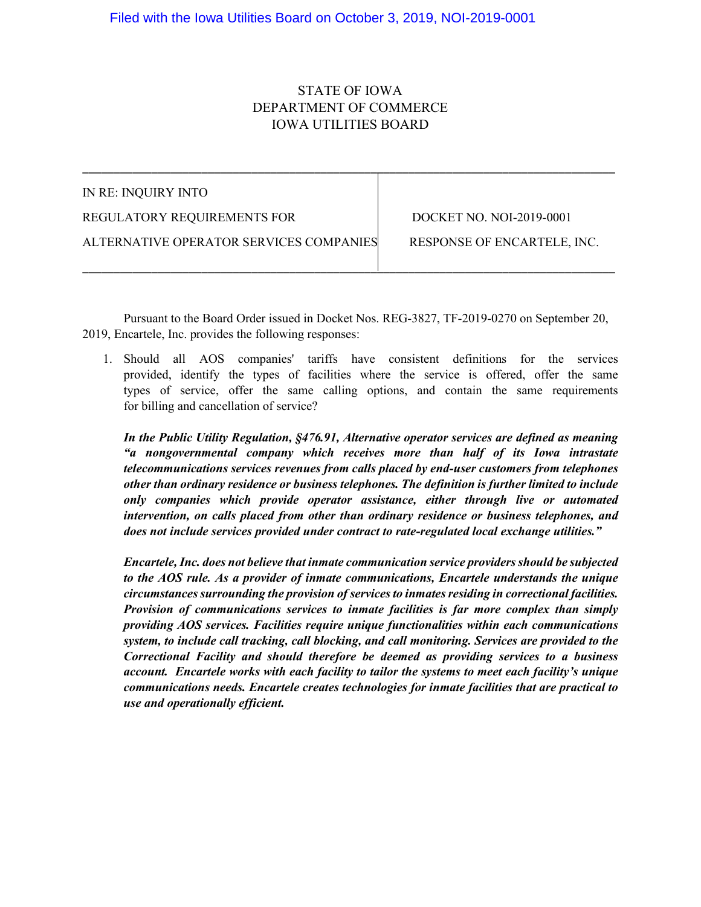Filed with the Iowa Utilities Board on October 3, 2019, NOI-2019-0001

STATE OF IOWA
DEPARTMENT OF COMMERCE
IOWA UTILITIES BOARD

| IN RE: INQUIRY INTO REGULATORY REQUIREMENTS FOR ALTERNATIVE OPERATOR SERVICES COMPANIES | DOCKET NO. NOI-2019-0001 RESPONSE OF ENCARTELE, INC. |
|---|---|

Pursuant to the Board Order issued in Docket Nos. REG-3827, TF-2019-0270 on September 20, 2019, Encartele, Inc. provides the following responses:

1. Should all AOS companies' tariffs have consistent definitions for the services provided, identify the types of facilities where the service is offered, offer the same types of service, offer the same calling options, and contain the same requirements for billing and cancellation of service?

   ***In the Public Utility Regulation, §476.91, Alternative operator services are defined as meaning "a nongovernmental company which receives more than half of its Iowa intrastate telecommunications services revenues from calls placed by end-user customers from telephones other than ordinary residence or business telephones. The definition is further limited to include only companies which provide operator assistance, either through live or automated intervention, on calls placed from other than ordinary residence or business telephones, and does not include services provided under contract to rate-regulated local exchange utilities."***

   ***Encartele, Inc. does not believe that inmate communication service providers should be subjected to the AOS rule. As a provider of inmate communications, Encartele understands the unique circumstances surrounding the provision of services to inmates residing in correctional facilities. Provision of communications services to inmate facilities is far more complex than simply providing AOS services. Facilities require unique functionalities within each communications system, to include call tracking, call blocking, and call monitoring. Services are provided to the Correctional Facility and should therefore be deemed as providing services to a business account. Encartele works with each facility to tailor the systems to meet each facility's unique communications needs. Encartele creates technologies for inmate facilities that are practical to use and operationally efficient.***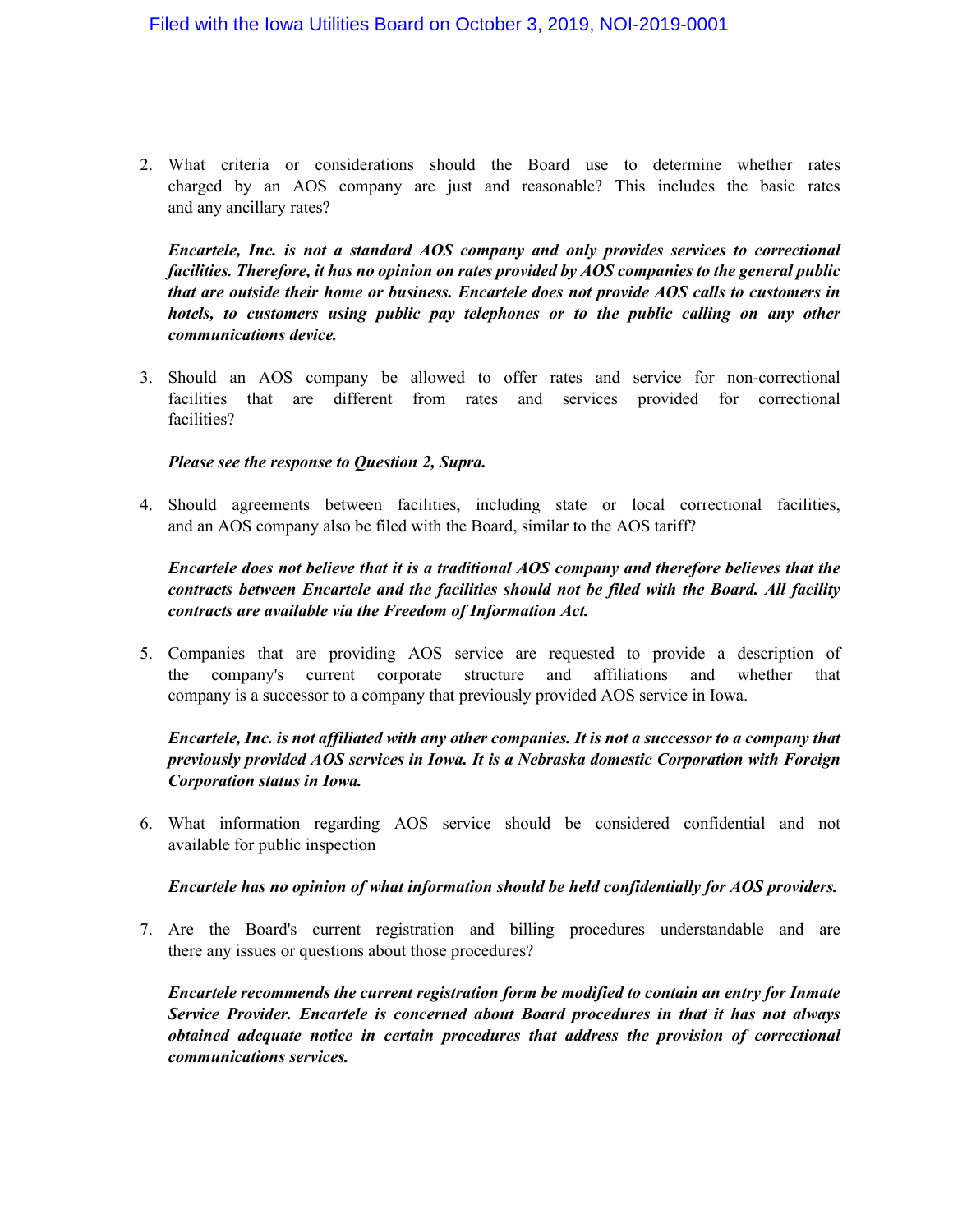2. What criteria or considerations should the Board use to determine whether rates charged by an AOS company are just and reasonable? This includes the basic rates and any ancillary rates?

   ***Encartele, Inc. is not a standard AOS company and only provides services to correctional facilities. Therefore, it has no opinion on rates provided by AOS companies to the general public that are outside their home or business. Encartele does not provide AOS calls to customers in hotels, to customers using public pay telephones or to the public calling on any other communications device.***

3. Should an AOS company be allowed to offer rates and service for non-correctional facilities that are different from rates and services provided for correctional facilities?

   ***Please see the response to Question 2, Supra.***

4. Should agreements between facilities, including state or local correctional facilities, and an AOS company also be filed with the Board, similar to the AOS tariff?

   ***Encartele does not believe that it is a traditional AOS company and therefore believes that the contracts between Encartele and the facilities should not be filed with the Board. All facility contracts are available via the Freedom of Information Act.***

5. Companies that are providing AOS service are requested to provide a description of the company's current corporate structure and affiliations and whether that company is a successor to a company that previously provided AOS service in Iowa.

   ***Encartele, Inc. is not affiliated with any other companies. It is not a successor to a company that previously provided AOS services in Iowa. It is a Nebraska domestic Corporation with Foreign Corporation status in Iowa.***

6. What information regarding AOS service should be considered confidential and not available for public inspection

   ***Encartele has no opinion of what information should be held confidentially for AOS providers.***

7. Are the Board's current registration and billing procedures understandable and are there any issues or questions about those procedures?

   ***Encartele recommends the current registration form be modified to contain an entry for Inmate Service Provider. Encartele is concerned about Board procedures in that it has not always obtained adequate notice in certain procedures that address the provision of correctional communications services.***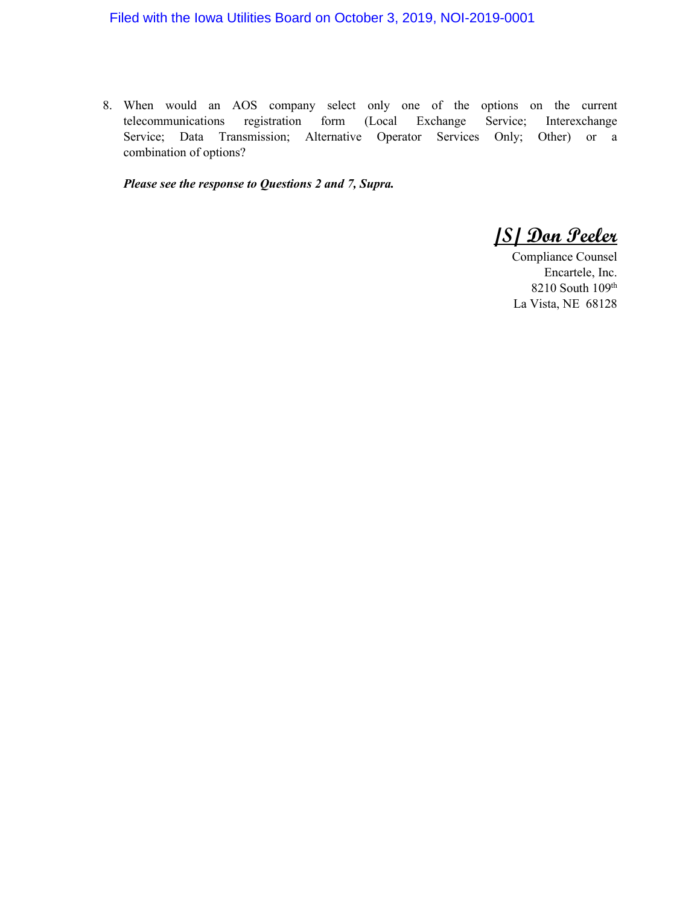Filed with the Iowa Utilities Board on October 3, 2019, NOI-2019-0001

8. When would an AOS company select only one of the options on the current telecommunications registration form (Local Exchange Service; Interexchange Service; Data Transmission; Alternative Operator Services Only; Other) or a combination of options?

   ***Please see the response to Questions 2 and 7, Supra.***

/S/ Don Peeler
Compliance Counsel
Encartele, Inc.
8210 South 109th
La Vista, NE 68128